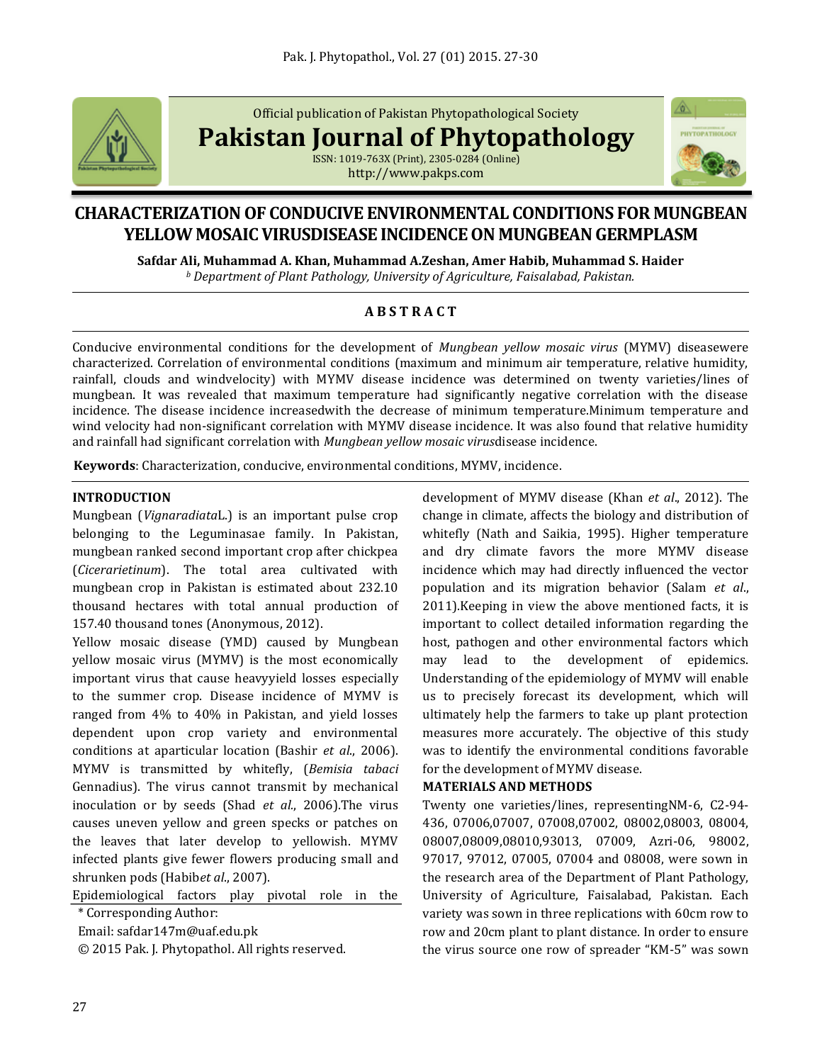Official publication of Pakistan Phytopathological Society

# Pakistan Journal of Phytopathology

ISSN: 1019-763X (Print), 2305-0284 (Online)
http://www.pakps.com

# CHARACTERIZATION OF CONDUCIVE ENVIRONMENTAL CONDITIONS FOR MUNGBEAN YELLOW MOSAIC VIRUSDISEASE INCIDENCE ON MUNGBEAN GERMPLASM

**Safdar Ali, Muhammad A. Khan, Muhammad A.Zeshan, Amer Habib, Muhammad S. Haider**

[b] *Department of Plant Pathology, University of Agriculture, Faisalabad, Pakistan.*

## A B S T R A C T

Conducive environmental conditions for the development of *Mungbean yellow mosaic virus* (MYMV) diseasewere characterized. Correlation of environmental conditions (maximum and minimum air temperature, relative humidity, rainfall, clouds and windvelocity) with MYMV disease incidence was determined on twenty varieties/lines of mungbean. It was revealed that maximum temperature had significantly negative correlation with the disease incidence. The disease incidence increasedwith the decrease of minimum temperature.Minimum temperature and wind velocity had non-significant correlation with MYMV disease incidence. It was also found that relative humidity and rainfall had significant correlation with *Mungbean yellow mosaic virus*disease incidence.

**Keywords**: Characterization, conducive, environmental conditions, MYMV, incidence.

## INTRODUCTION

Mungbean (*Vignaradiata*L.) is an important pulse crop belonging to the Leguminasae family. In Pakistan, mungbean ranked second important crop after chickpea (*Cicerarietinum*). The total area cultivated with mungbean crop in Pakistan is estimated about 232.10 thousand hectares with total annual production of 157.40 thousand tones (Anonymous, 2012).

Yellow mosaic disease (YMD) caused by Mungbean yellow mosaic virus (MYMV) is the most economically important virus that cause heavyyield losses especially to the summer crop. Disease incidence of MYMV is ranged from 4% to 40% in Pakistan, and yield losses dependent upon crop variety and environmental conditions at aparticular location (Bashir *et al*., 2006). MYMV is transmitted by whitefly, (*Bemisia tabaci* Gennadius). The virus cannot transmit by mechanical inoculation or by seeds (Shad *et al*., 2006).The virus causes uneven yellow and green specks or patches on the leaves that later develop to yellowish. MYMV infected plants give fewer flowers producing small and shrunken pods (Habib*et al*., 2007).

Epidemiological factors play pivotal role in the development of MYMV disease (Khan *et al*., 2012). The change in climate, affects the biology and distribution of whitefly (Nath and Saikia, 1995). Higher temperature and dry climate favors the more MYMV disease incidence which may had directly influenced the vector population and its migration behavior (Salam *et al*., 2011).Keeping in view the above mentioned facts, it is important to collect detailed information regarding the host, pathogen and other environmental factors which may lead to the development of epidemics. Understanding of the epidemiology of MYMV will enable us to precisely forecast its development, which will ultimately help the farmers to take up plant protection measures more accurately. The objective of this study was to identify the environmental conditions favorable for the development of MYMV disease.

## MATERIALS AND METHODS

Twenty one varieties/lines, representingNM-6, C2-94-436, 07006,07007, 07008,07002, 08002,08003, 08004, 08007,08009,08010,93013, 07009, Azri-06, 98002, 97017, 97012, 07005, 07004 and 08008, were sown in the research area of the Department of Plant Pathology, University of Agriculture, Faisalabad, Pakistan. Each variety was sown in three replications with 60cm row to row and 20cm plant to plant distance. In order to ensure the virus source one row of spreader "KM-5" was sown

\* Corresponding Author:

Email: safdar147m@uaf.edu.pk

© 2015 Pak. J. Phytopathol. All rights reserved.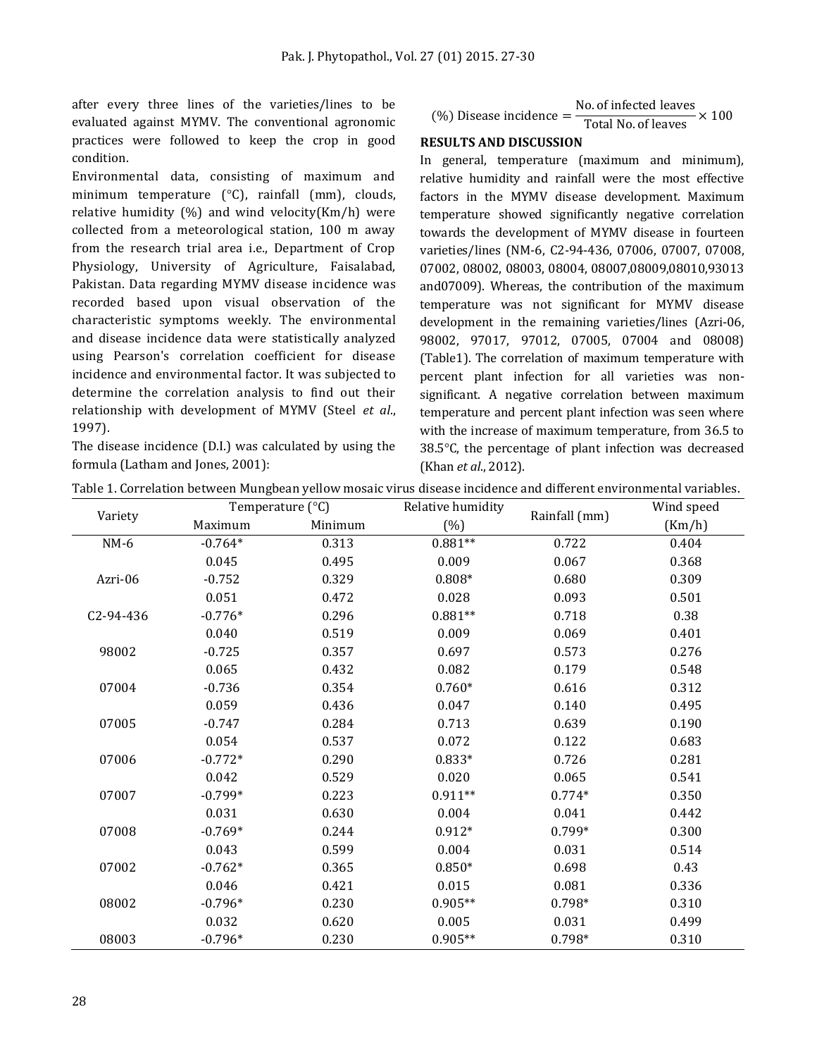after every three lines of the varieties/lines to be evaluated against MYMV. The conventional agronomic practices were followed to keep the crop in good condition.

Environmental data, consisting of maximum and minimum temperature (°C), rainfall (mm), clouds, relative humidity (%) and wind velocity(Km/h) were collected from a meteorological station, 100 m away from the research trial area i.e., Department of Crop Physiology, University of Agriculture, Faisalabad, Pakistan. Data regarding MYMV disease incidence was recorded based upon visual observation of the characteristic symptoms weekly. The environmental and disease incidence data were statistically analyzed using Pearson's correlation coefficient for disease incidence and environmental factor. It was subjected to determine the correlation analysis to find out their relationship with development of MYMV (Steel *et al.*, 1997).

The disease incidence (D.I.) was calculated by using the formula (Latham and Jones, 2001):

$$(\%)\ \text{Disease incidence} = \frac{\text{No. of infected leaves}}{\text{Total No. of leaves}} \times 100$$

## RESULTS AND DISCUSSION

In general, temperature (maximum and minimum), relative humidity and rainfall were the most effective factors in the MYMV disease development. Maximum temperature showed significantly negative correlation towards the development of MYMV disease in fourteen varieties/lines (NM-6, C2-94-436, 07006, 07007, 07008, 07002, 08002, 08003, 08004, 08007,08009,08010,93013 and07009). Whereas, the contribution of the maximum temperature was not significant for MYMV disease development in the remaining varieties/lines (Azri-06, 98002, 97017, 97012, 07005, 07004 and 08008) (Table1). The correlation of maximum temperature with percent plant infection for all varieties was non-significant. A negative correlation between maximum temperature and percent plant infection was seen where with the increase of maximum temperature, from 36.5 to 38.5°C, the percentage of plant infection was decreased (Khan *et al.*, 2012).

Table 1. Correlation between Mungbean yellow mosaic virus disease incidence and different environmental variables.

| Variety | Temperature (°C) | | Relative humidity | Rainfall (mm) | Wind speed |
|---|---|---|---|---|---|
| | Maximum | Minimum | (%) | | (Km/h) |
| NM-6 | -0.764* | 0.313 | 0.881** | 0.722 | 0.404 |
| | 0.045 | 0.495 | 0.009 | 0.067 | 0.368 |
| Azri-06 | -0.752 | 0.329 | 0.808* | 0.680 | 0.309 |
| | 0.051 | 0.472 | 0.028 | 0.093 | 0.501 |
| C2-94-436 | -0.776* | 0.296 | 0.881** | 0.718 | 0.38 |
| | 0.040 | 0.519 | 0.009 | 0.069 | 0.401 |
| 98002 | -0.725 | 0.357 | 0.697 | 0.573 | 0.276 |
| | 0.065 | 0.432 | 0.082 | 0.179 | 0.548 |
| 07004 | -0.736 | 0.354 | 0.760* | 0.616 | 0.312 |
| | 0.059 | 0.436 | 0.047 | 0.140 | 0.495 |
| 07005 | -0.747 | 0.284 | 0.713 | 0.639 | 0.190 |
| | 0.054 | 0.537 | 0.072 | 0.122 | 0.683 |
| 07006 | -0.772* | 0.290 | 0.833* | 0.726 | 0.281 |
| | 0.042 | 0.529 | 0.020 | 0.065 | 0.541 |
| 07007 | -0.799* | 0.223 | 0.911** | 0.774* | 0.350 |
| | 0.031 | 0.630 | 0.004 | 0.041 | 0.442 |
| 07008 | -0.769* | 0.244 | 0.912* | 0.799* | 0.300 |
| | 0.043 | 0.599 | 0.004 | 0.031 | 0.514 |
| 07002 | -0.762* | 0.365 | 0.850* | 0.698 | 0.43 |
| | 0.046 | 0.421 | 0.015 | 0.081 | 0.336 |
| 08002 | -0.796* | 0.230 | 0.905** | 0.798* | 0.310 |
| | 0.032 | 0.620 | 0.005 | 0.031 | 0.499 |
| 08003 | -0.796* | 0.230 | 0.905** | 0.798* | 0.310 |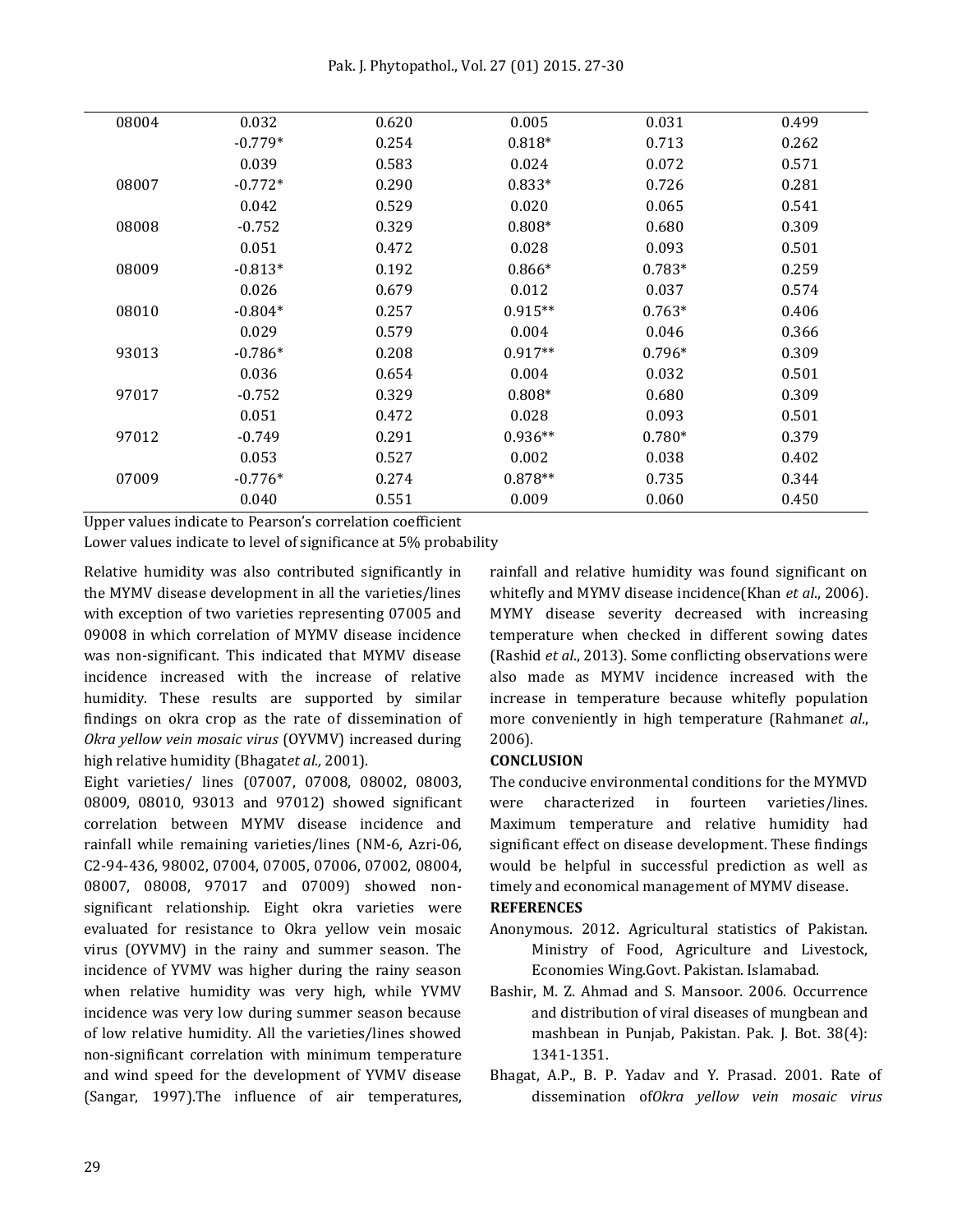| | | | | | |
|---|---|---|---|---|---|
| 08004 | 0.032 | 0.620 | 0.005 | 0.031 | 0.499 |
| | -0.779* | 0.254 | 0.818* | 0.713 | 0.262 |
| | 0.039 | 0.583 | 0.024 | 0.072 | 0.571 |
| 08007 | -0.772* | 0.290 | 0.833* | 0.726 | 0.281 |
| | 0.042 | 0.529 | 0.020 | 0.065 | 0.541 |
| 08008 | -0.752 | 0.329 | 0.808* | 0.680 | 0.309 |
| | 0.051 | 0.472 | 0.028 | 0.093 | 0.501 |
| 08009 | -0.813* | 0.192 | 0.866* | 0.783* | 0.259 |
| | 0.026 | 0.679 | 0.012 | 0.037 | 0.574 |
| 08010 | -0.804* | 0.257 | 0.915** | 0.763* | 0.406 |
| | 0.029 | 0.579 | 0.004 | 0.046 | 0.366 |
| 93013 | -0.786* | 0.208 | 0.917** | 0.796* | 0.309 |
| | 0.036 | 0.654 | 0.004 | 0.032 | 0.501 |
| 97017 | -0.752 | 0.329 | 0.808* | 0.680 | 0.309 |
| | 0.051 | 0.472 | 0.028 | 0.093 | 0.501 |
| 97012 | -0.749 | 0.291 | 0.936** | 0.780* | 0.379 |
| | 0.053 | 0.527 | 0.002 | 0.038 | 0.402 |
| 07009 | -0.776* | 0.274 | 0.878** | 0.735 | 0.344 |
| | 0.040 | 0.551 | 0.009 | 0.060 | 0.450 |

Upper values indicate to Pearson's correlation coefficient

Lower values indicate to level of significance at 5% probability

Relative humidity was also contributed significantly in the MYMV disease development in all the varieties/lines with exception of two varieties representing 07005 and 09008 in which correlation of MYMV disease incidence was non-significant. This indicated that MYMV disease incidence increased with the increase of relative humidity. These results are supported by similar findings on okra crop as the rate of dissemination of *Okra yellow vein mosaic virus* (OYVMV) increased during high relative humidity (Bhagat*et al.,* 2001).

Eight varieties/ lines (07007, 07008, 08002, 08003, 08009, 08010, 93013 and 97012) showed significant correlation between MYMV disease incidence and rainfall while remaining varieties/lines (NM-6, Azri-06, C2-94-436, 98002, 07004, 07005, 07006, 07002, 08004, 08007, 08008, 97017 and 07009) showed non-significant relationship. Eight okra varieties were evaluated for resistance to Okra yellow vein mosaic virus (OYVMV) in the rainy and summer season. The incidence of YVMV was higher during the rainy season when relative humidity was very high, while YVMV incidence was very low during summer season because of low relative humidity. All the varieties/lines showed non-significant correlation with minimum temperature and wind speed for the development of YVMV disease (Sangar, 1997).The influence of air temperatures, rainfall and relative humidity was found significant on whitefly and MYMV disease incidence(Khan *et al*., 2006). MYMY disease severity decreased with increasing temperature when checked in different sowing dates (Rashid *et al*., 2013). Some conflicting observations were also made as MYMV incidence increased with the increase in temperature because whitefly population more conveniently in high temperature (Rahman*et al*., 2006).

## CONCLUSION

The conducive environmental conditions for the MYMVD were characterized in fourteen varieties/lines. Maximum temperature and relative humidity had significant effect on disease development. These findings would be helpful in successful prediction as well as timely and economical management of MYMV disease.

## REFERENCES

Anonymous. 2012. Agricultural statistics of Pakistan. Ministry of Food, Agriculture and Livestock, Economies Wing.Govt. Pakistan. Islamabad.

Bashir, M. Z. Ahmad and S. Mansoor. 2006. Occurrence and distribution of viral diseases of mungbean and mashbean in Punjab, Pakistan. Pak. J. Bot. 38(4): 1341-1351.

Bhagat, A.P., B. P. Yadav and Y. Prasad. 2001. Rate of dissemination of*Okra yellow vein mosaic virus*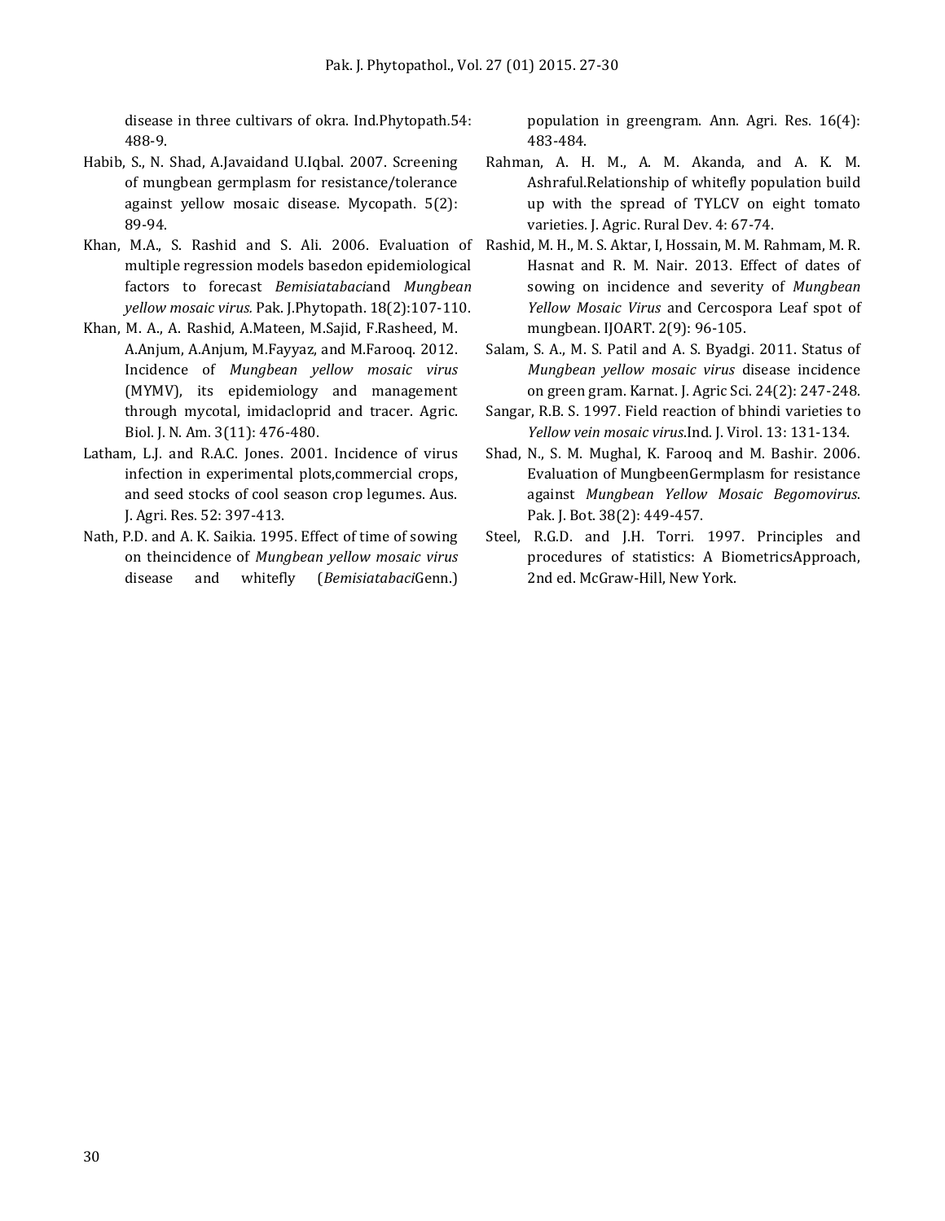disease in three cultivars of okra. Ind.Phytopath.54: 488-9.

Habib, S., N. Shad, A.Javaidand U.Iqbal. 2007. Screening of mungbean germplasm for resistance/tolerance against yellow mosaic disease. Mycopath. 5(2): 89-94.

Khan, M.A., S. Rashid and S. Ali. 2006. Evaluation of multiple regression models basedon epidemiological factors to forecast *Bemisiatabaci*and *Mungbean yellow mosaic virus.* Pak. J.Phytopath. 18(2):107-110.

Khan, M. A., A. Rashid, A.Mateen, M.Sajid, F.Rasheed, M. A.Anjum, A.Anjum, M.Fayyaz, and M.Farooq. 2012. Incidence of *Mungbean yellow mosaic virus* (MYMV), its epidemiology and management through mycotal, imidacloprid and tracer. Agric. Biol. J. N. Am. 3(11): 476-480.

Latham, L.J. and R.A.C. Jones. 2001. Incidence of virus infection in experimental plots,commercial crops, and seed stocks of cool season crop legumes. Aus. J. Agri. Res. 52: 397-413.

Nath, P.D. and A. K. Saikia. 1995. Effect of time of sowing on theincidence of *Mungbean yellow mosaic virus* disease and whitefly (*Bemisiatabaci*Genn.) population in greengram. Ann. Agri. Res. 16(4): 483-484.

Rahman, A. H. M., A. M. Akanda, and A. K. M. Ashraful.Relationship of whitefly population build up with the spread of TYLCV on eight tomato varieties. J. Agric. Rural Dev. 4: 67-74.

Rashid, M. H., M. S. Aktar, I, Hossain, M. M. Rahmam, M. R. Hasnat and R. M. Nair. 2013. Effect of dates of sowing on incidence and severity of *Mungbean Yellow Mosaic Virus* and Cercospora Leaf spot of mungbean. IJOART. 2(9): 96-105.

Salam, S. A., M. S. Patil and A. S. Byadgi. 2011. Status of *Mungbean yellow mosaic virus* disease incidence on green gram. Karnat. J. Agric Sci. 24(2): 247-248.

Sangar, R.B. S. 1997. Field reaction of bhindi varieties to *Yellow vein mosaic virus*.Ind. J. Virol. 13: 131-134.

Shad, N., S. M. Mughal, K. Farooq and M. Bashir. 2006. Evaluation of MungbeenGermplasm for resistance against *Mungbean Yellow Mosaic Begomovirus*. Pak. J. Bot. 38(2): 449-457.

Steel, R.G.D. and J.H. Torri. 1997. Principles and procedures of statistics: A BiometricsApproach, 2nd ed. McGraw-Hill, New York.